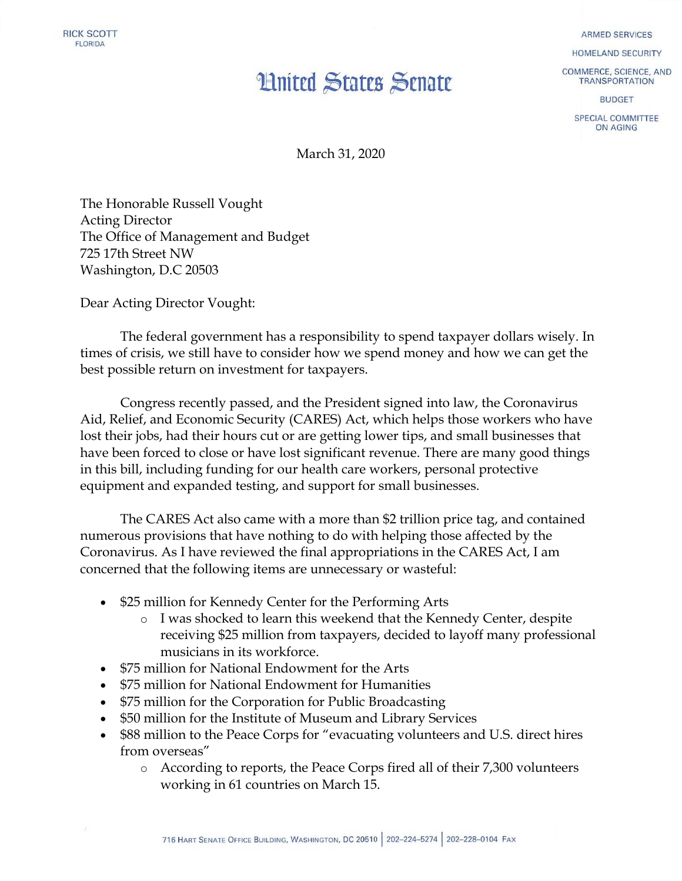RICK SCOTT
FLORIDA

ARMED SERVICES

HOMELAND SECURITY

COMMERCE, SCIENCE, AND TRANSPORTATION

BUDGET

SPECIAL COMMITTEE ON AGING

# United States Senate

March 31, 2020

The Honorable Russell Vought
Acting Director
The Office of Management and Budget
725 17th Street NW
Washington, D.C 20503

Dear Acting Director Vought:

The federal government has a responsibility to spend taxpayer dollars wisely. In times of crisis, we still have to consider how we spend money and how we can get the best possible return on investment for taxpayers.

Congress recently passed, and the President signed into law, the Coronavirus Aid, Relief, and Economic Security (CARES) Act, which helps those workers who have lost their jobs, had their hours cut or are getting lower tips, and small businesses that have been forced to close or have lost significant revenue. There are many good things in this bill, including funding for our health care workers, personal protective equipment and expanded testing, and support for small businesses.

The CARES Act also came with a more than $2 trillion price tag, and contained numerous provisions that have nothing to do with helping those affected by the Coronavirus. As I have reviewed the final appropriations in the CARES Act, I am concerned that the following items are unnecessary or wasteful:

- $25 million for Kennedy Center for the Performing Arts
  - I was shocked to learn this weekend that the Kennedy Center, despite receiving $25 million from taxpayers, decided to layoff many professional musicians in its workforce.
- $75 million for National Endowment for the Arts
- $75 million for National Endowment for Humanities
- $75 million for the Corporation for Public Broadcasting
- $50 million for the Institute of Museum and Library Services
- $88 million to the Peace Corps for "evacuating volunteers and U.S. direct hires from overseas"
  - According to reports, the Peace Corps fired all of their 7,300 volunteers working in 61 countries on March 15.

716 Hart Senate Office Building, Washington, DC 20510 | 202–224–5274 | 202–228–0104 Fax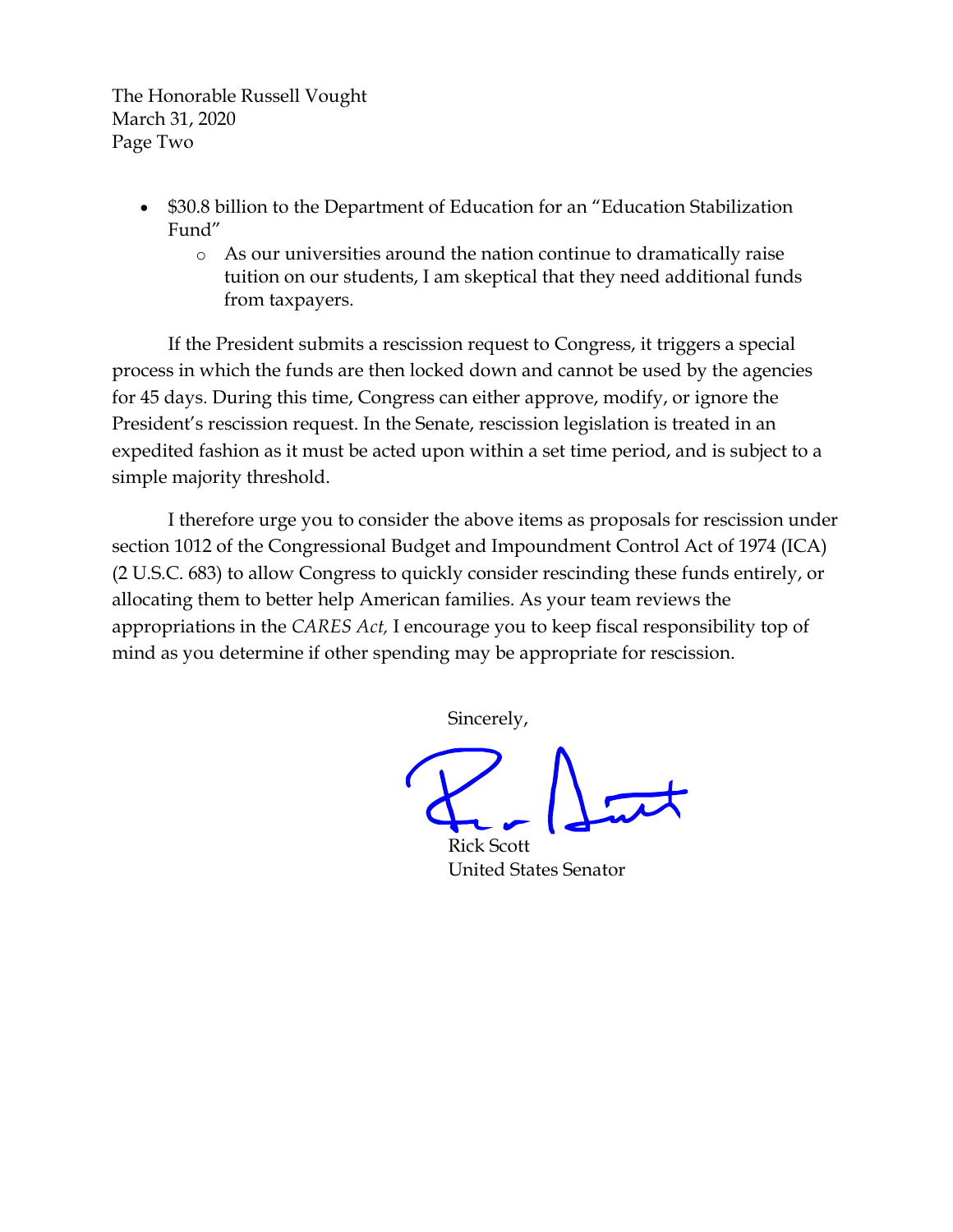- $30.8 billion to the Department of Education for an "Education Stabilization Fund"
    - As our universities around the nation continue to dramatically raise tuition on our students, I am skeptical that they need additional funds from taxpayers.

If the President submits a rescission request to Congress, it triggers a special process in which the funds are then locked down and cannot be used by the agencies for 45 days. During this time, Congress can either approve, modify, or ignore the President's rescission request. In the Senate, rescission legislation is treated in an expedited fashion as it must be acted upon within a set time period, and is subject to a simple majority threshold.

I therefore urge you to consider the above items as proposals for rescission under section 1012 of the Congressional Budget and Impoundment Control Act of 1974 (ICA) (2 U.S.C. 683) to allow Congress to quickly consider rescinding these funds entirely, or allocating them to better help American families. As your team reviews the appropriations in the *CARES Act,* I encourage you to keep fiscal responsibility top of mind as you determine if other spending may be appropriate for rescission.

Sincerely,

Rick Scott
United States Senator